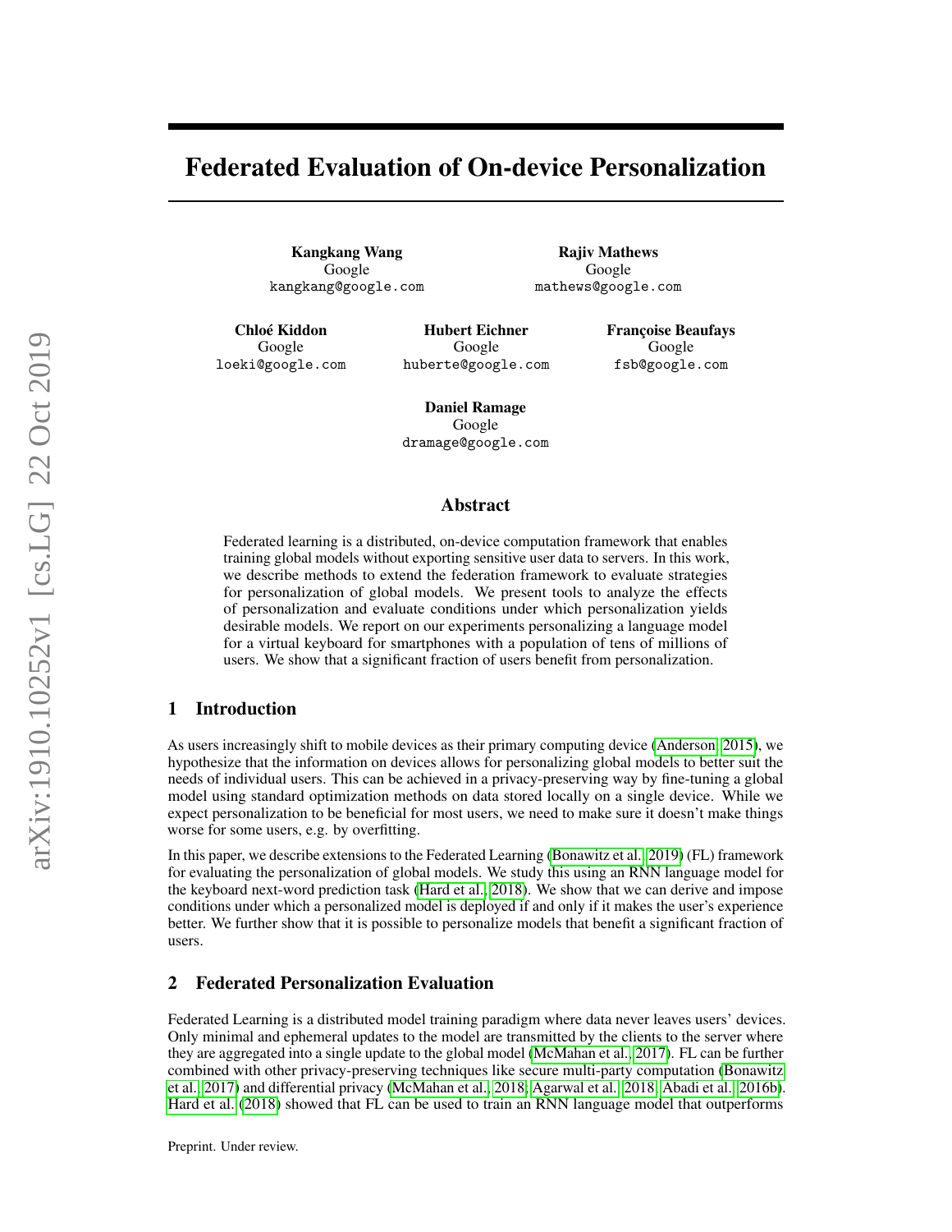# Federated Evaluation of On-device Personalization

**Kangkang Wang**
Google
kangkang@google.com

**Rajiv Mathews**
Google
mathews@google.com

**Chloé Kiddon**
Google
loeki@google.com

**Hubert Eichner**
Google
huberte@google.com

**Françoise Beaufays**
Google
fsb@google.com

**Daniel Ramage**
Google
dramage@google.com

## Abstract

Federated learning is a distributed, on-device computation framework that enables training global models without exporting sensitive user data to servers. In this work, we describe methods to extend the federation framework to evaluate strategies for personalization of global models. We present tools to analyze the effects of personalization and evaluate conditions under which personalization yields desirable models. We report on our experiments personalizing a language model for a virtual keyboard for smartphones with a population of tens of millions of users. We show that a significant fraction of users benefit from personalization.

## 1 Introduction

As users increasingly shift to mobile devices as their primary computing device (Anderson, 2015), we hypothesize that the information on devices allows for personalizing global models to better suit the needs of individual users. This can be achieved in a privacy-preserving way by fine-tuning a global model using standard optimization methods on data stored locally on a single device. While we expect personalization to be beneficial for most users, we need to make sure it doesn't make things worse for some users, e.g. by overfitting.

In this paper, we describe extensions to the Federated Learning (Bonawitz et al., 2019) (FL) framework for evaluating the personalization of global models. We study this using an RNN language model for the keyboard next-word prediction task (Hard et al., 2018). We show that we can derive and impose conditions under which a personalized model is deployed if and only if it makes the user's experience better. We further show that it is possible to personalize models that benefit a significant fraction of users.

## 2 Federated Personalization Evaluation

Federated Learning is a distributed model training paradigm where data never leaves users' devices. Only minimal and ephemeral updates to the model are transmitted by the clients to the server where they are aggregated into a single update to the global model (McMahan et al., 2017). FL can be further combined with other privacy-preserving techniques like secure multi-party computation (Bonawitz et al., 2017) and differential privacy (McMahan et al., 2018; Agarwal et al., 2018; Abadi et al., 2016b). Hard et al. (2018) showed that FL can be used to train an RNN language model that outperforms

Preprint. Under review.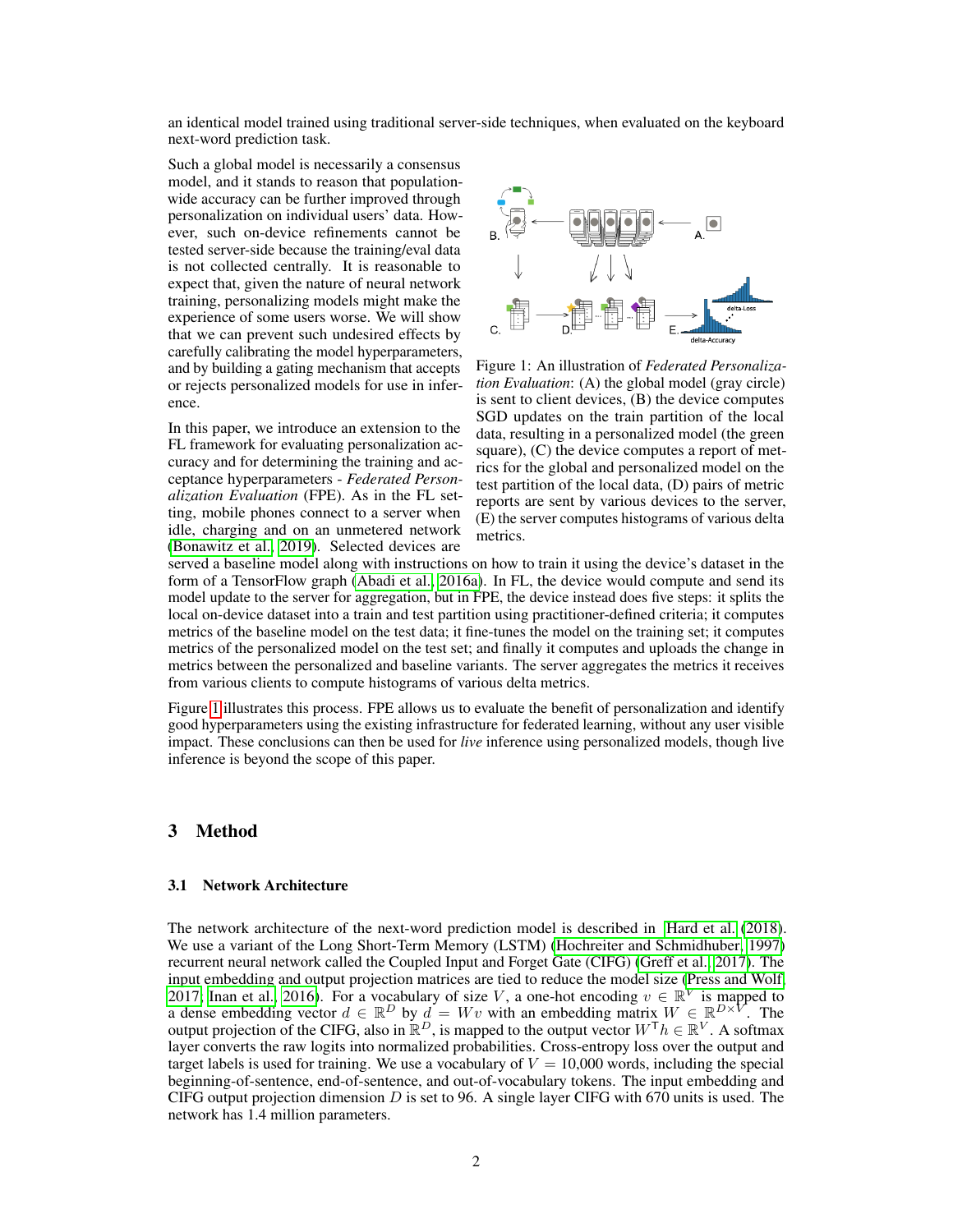an identical model trained using traditional server-side techniques, when evaluated on the keyboard next-word prediction task.

Such a global model is necessarily a consensus model, and it stands to reason that population-wide accuracy can be further improved through personalization on individual users' data. However, such on-device refinements cannot be tested server-side because the training/eval data is not collected centrally. It is reasonable to expect that, given the nature of neural network training, personalizing models might make the experience of some users worse. We will show that we can prevent such undesired effects by carefully calibrating the model hyperparameters, and by building a gating mechanism that accepts or rejects personalized models for use in inference.

Figure 1: An illustration of *Federated Personalization Evaluation*: (A) the global model (gray circle) is sent to client devices, (B) the device computes SGD updates on the train partition of the local data, resulting in a personalized model (the green square), (C) the device computes a report of metrics for the global and personalized model on the test partition of the local data, (D) pairs of metric reports are sent by various devices to the server, (E) the server computes histograms of various delta metrics.

In this paper, we introduce an extension to the FL framework for evaluating personalization accuracy and for determining the training and acceptance hyperparameters - *Federated Personalization Evaluation* (FPE). As in the FL setting, mobile phones connect to a server when idle, charging and on an unmetered network (Bonawitz et al., 2019). Selected devices are served a baseline model along with instructions on how to train it using the device's dataset in the form of a TensorFlow graph (Abadi et al., 2016a). In FL, the device would compute and send its model update to the server for aggregation, but in FPE, the device instead does five steps: it splits the local on-device dataset into a train and test partition using practitioner-defined criteria; it computes metrics of the baseline model on the test data; it fine-tunes the model on the training set; it computes metrics of the personalized model on the test set; and finally it computes and uploads the change in metrics between the personalized and baseline variants. The server aggregates the metrics it receives from various clients to compute histograms of various delta metrics.

Figure 1 illustrates this process. FPE allows us to evaluate the benefit of personalization and identify good hyperparameters using the existing infrastructure for federated learning, without any user visible impact. These conclusions can then be used for *live* inference using personalized models, though live inference is beyond the scope of this paper.

# 3 Method

## 3.1 Network Architecture

The network architecture of the next-word prediction model is described in Hard et al. (2018). We use a variant of the Long Short-Term Memory (LSTM) (Hochreiter and Schmidhuber, 1997) recurrent neural network called the Coupled Input and Forget Gate (CIFG) (Greff et al., 2017). The input embedding and output projection matrices are tied to reduce the model size (Press and Wolf, 2017; Inan et al., 2016). For a vocabulary of size $V$, a one-hot encoding $v \in \mathbb{R}^V$ is mapped to a dense embedding vector $d \in \mathbb{R}^D$ by $d = Wv$ with an embedding matrix $W \in \mathbb{R}^{D \times V}$. The output projection of the CIFG, also in $\mathbb{R}^D$, is mapped to the output vector $W^\intercal h \in \mathbb{R}^V$. A softmax layer converts the raw logits into normalized probabilities. Cross-entropy loss over the output and target labels is used for training. We use a vocabulary of $V$ = 10,000 words, including the special beginning-of-sentence, end-of-sentence, and out-of-vocabulary tokens. The input embedding and CIFG output projection dimension $D$ is set to 96. A single layer CIFG with 670 units is used. The network has 1.4 million parameters.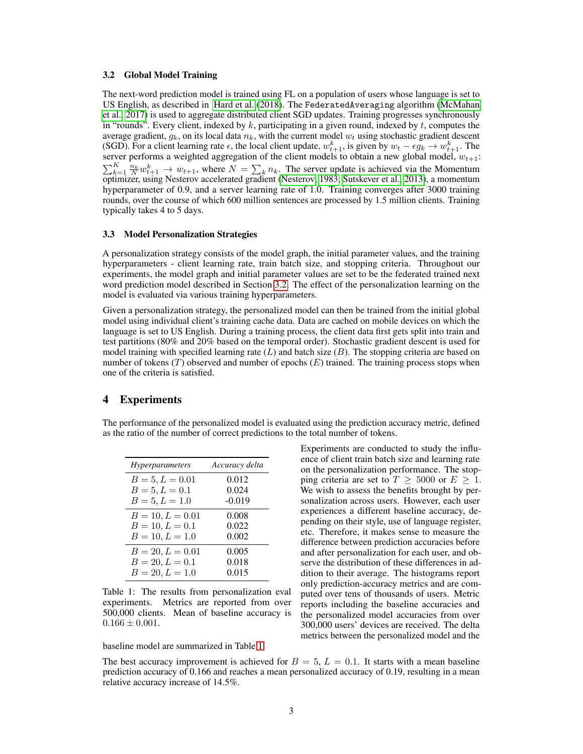### 3.2 Global Model Training

The next-word prediction model is trained using FL on a population of users whose language is set to US English, as described in Hard et al. (2018). The `FederatedAveraging` algorithm (McMahan et al., 2017) is used to aggregate distributed client SGD updates. Training progresses synchronously in "rounds". Every client, indexed by $k$, participating in a given round, indexed by $t$, computes the average gradient, $g_k$, on its local data $n_k$, with the current model $w_t$ using stochastic gradient descent (SGD). For a client learning rate $\epsilon$, the local client update, $w_{t+1}^k$, is given by $w_t - \epsilon g_k \rightarrow w_{t+1}^k$. The server performs a weighted aggregation of the client models to obtain a new global model, $w_{t+1}$: $\sum_{k=1}^{K} \frac{n_k}{N} w_{t+1}^k \rightarrow w_{t+1}$, where $N = \sum_k n_k$. The server update is achieved via the Momentum optimizer, using Nesterov accelerated gradient (Nesterov, 1983; Sutskever et al., 2013), a momentum hyperparameter of 0.9, and a server learning rate of 1.0. Training converges after 3000 training rounds, over the course of which 600 million sentences are processed by 1.5 million clients. Training typically takes 4 to 5 days.

### 3.3 Model Personalization Strategies

A personalization strategy consists of the model graph, the initial parameter values, and the training hyperparameters - client learning rate, train batch size, and stopping criteria. Throughout our experiments, the model graph and initial parameter values are set to be the federated trained next word prediction model described in Section 3.2. The effect of the personalization learning on the model is evaluated via various training hyperparameters.

Given a personalization strategy, the personalized model can then be trained from the initial global model using individual client's training cache data. Data are cached on mobile devices on which the language is set to US English. During a training process, the client data first gets split into train and test partitions (80% and 20% based on the temporal order). Stochastic gradient descent is used for model training with specified learning rate ($L$) and batch size ($B$). The stopping criteria are based on number of tokens ($T$) observed and number of epochs ($E$) trained. The training process stops when one of the criteria is satisfied.

## 4 Experiments

The performance of the personalized model is evaluated using the prediction accuracy metric, defined as the ratio of the number of correct predictions to the total number of tokens.

| *Hyperparameters* | *Accuracy delta* |
|---|---|
| $B = 5, L = 0.01$ | 0.012 |
| $B = 5, L = 0.1$ | 0.024 |
| $B = 5, L = 1.0$ | -0.019 |
| $B = 10, L = 0.01$ | 0.008 |
| $B = 10, L = 0.1$ | 0.022 |
| $B = 10, L = 1.0$ | 0.002 |
| $B = 20, L = 0.01$ | 0.005 |
| $B = 20, L = 0.1$ | 0.018 |
| $B = 20, L = 1.0$ | 0.015 |

Table 1: The results from personalization eval experiments. Metrics are reported from over 500,000 clients. Mean of baseline accuracy is $0.166 \pm 0.001$.

Experiments are conducted to study the influence of client train batch size and learning rate on the personalization performance. The stopping criteria are set to $T \geq 5000$ or $E \geq 1$. We wish to assess the benefits brought by personalization across users. However, each user experiences a different baseline accuracy, depending on their style, use of language register, etc. Therefore, it makes sense to measure the difference between prediction accuracies before and after personalization for each user, and observe the distribution of these differences in addition to their average. The histograms report only prediction-accuracy metrics and are computed over tens of thousands of users. Metric reports including the baseline accuracies and the personalized model accuracies from over 300,000 users' devices are received. The delta metrics between the personalized model and the baseline model are summarized in Table 1.

The best accuracy improvement is achieved for $B = 5$, $L = 0.1$. It starts with a mean baseline prediction accuracy of 0.166 and reaches a mean personalized accuracy of 0.19, resulting in a mean relative accuracy increase of 14.5%.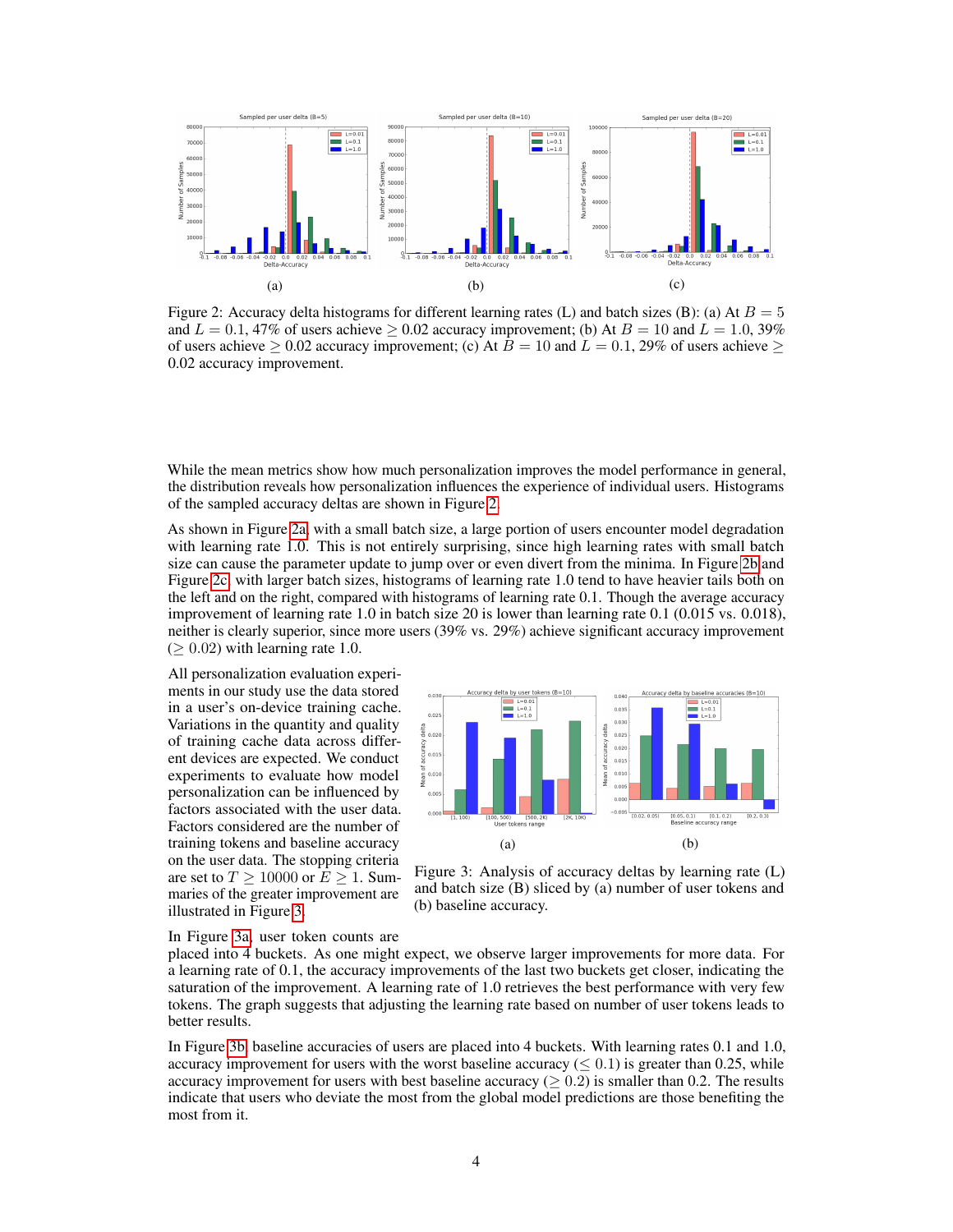(a)

(b)

(c)

Figure 2: Accuracy delta histograms for different learning rates (L) and batch sizes (B): (a) At $B = 5$ and $L = 0.1$, 47% of users achieve $\geq 0.02$ accuracy improvement; (b) At $B = 10$ and $L = 1.0$, 39% of users achieve $\geq 0.02$ accuracy improvement; (c) At $B = 10$ and $L = 0.1$, 29% of users achieve $\geq 0.02$ accuracy improvement.

While the mean metrics show how much personalization improves the model performance in general, the distribution reveals how personalization influences the experience of individual users. Histograms of the sampled accuracy deltas are shown in Figure 2.

As shown in Figure 2a, with a small batch size, a large portion of users encounter model degradation with learning rate 1.0. This is not entirely surprising, since high learning rates with small batch size can cause the parameter update to jump over or even divert from the minima. In Figure 2b and Figure 2c, with larger batch sizes, histograms of learning rate 1.0 tend to have heavier tails both on the left and on the right, compared with histograms of learning rate 0.1. Though the average accuracy improvement of learning rate 1.0 in batch size 20 is lower than learning rate 0.1 (0.015 vs. 0.018), neither is clearly superior, since more users (39% vs. 29%) achieve significant accuracy improvement ($\geq 0.02$) with learning rate 1.0.

All personalization evaluation experiments in our study use the data stored in a user's on-device training cache. Variations in the quantity and quality of training cache data across different devices are expected. We conduct experiments to evaluate how model personalization can be influenced by factors associated with the user data. Factors considered are the number of training tokens and baseline accuracy on the user data. The stopping criteria are set to $T \geq 10000$ or $E \geq 1$. Summaries of the greater improvement are illustrated in Figure 3.

(a)

(b)

Figure 3: Analysis of accuracy deltas by learning rate (L) and batch size (B) sliced by (a) number of user tokens and (b) baseline accuracy.

In Figure 3a, user token counts are placed into 4 buckets. As one might expect, we observe larger improvements for more data. For a learning rate of 0.1, the accuracy improvements of the last two buckets get closer, indicating the saturation of the improvement. A learning rate of 1.0 retrieves the best performance with very few tokens. The graph suggests that adjusting the learning rate based on number of user tokens leads to better results.

In Figure 3b, baseline accuracies of users are placed into 4 buckets. With learning rates 0.1 and 1.0, accuracy improvement for users with the worst baseline accuracy ($\leq 0.1$) is greater than 0.25, while accuracy improvement for users with best baseline accuracy ($\geq 0.2$) is smaller than 0.2. The results indicate that users who deviate the most from the global model predictions are those benefiting the most from it.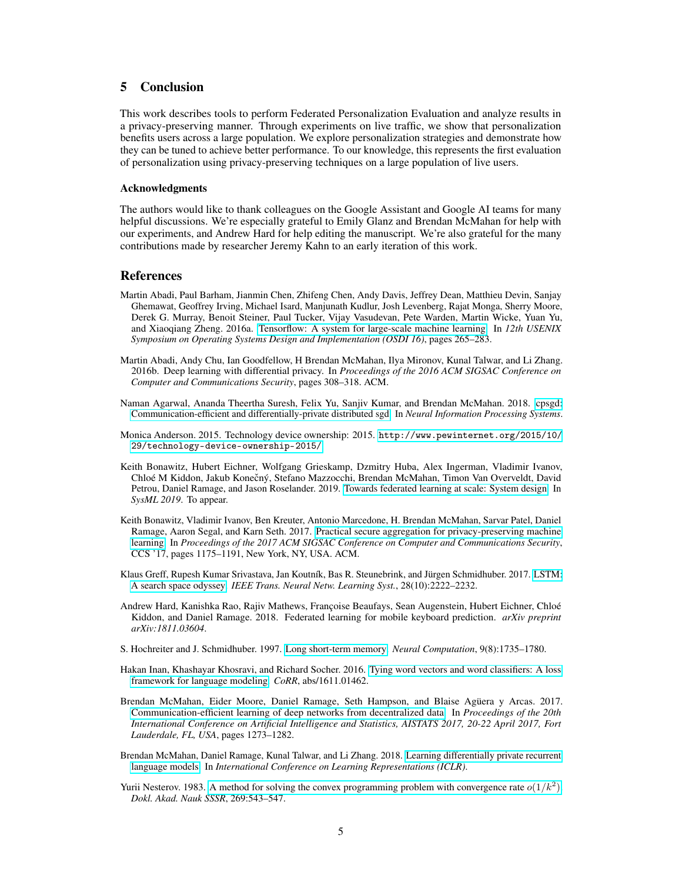## 5 Conclusion

This work describes tools to perform Federated Personalization Evaluation and analyze results in a privacy-preserving manner. Through experiments on live traffic, we show that personalization benefits users across a large population. We explore personalization strategies and demonstrate how they can be tuned to achieve better performance. To our knowledge, this represents the first evaluation of personalization using privacy-preserving techniques on a large population of live users.

### Acknowledgments

The authors would like to thank colleagues on the Google Assistant and Google AI teams for many helpful discussions. We're especially grateful to Emily Glanz and Brendan McMahan for help with our experiments, and Andrew Hard for help editing the manuscript. We're also grateful for the many contributions made by researcher Jeremy Kahn to an early iteration of this work.

## References

Martin Abadi, Paul Barham, Jianmin Chen, Zhifeng Chen, Andy Davis, Jeffrey Dean, Matthieu Devin, Sanjay Ghemawat, Geoffrey Irving, Michael Isard, Manjunath Kudlur, Josh Levenberg, Rajat Monga, Sherry Moore, Derek G. Murray, Benoit Steiner, Paul Tucker, Vijay Vasudevan, Pete Warden, Martin Wicke, Yuan Yu, and Xiaoqiang Zheng. 2016a. Tensorflow: A system for large-scale machine learning. In *12th USENIX Symposium on Operating Systems Design and Implementation (OSDI 16)*, pages 265–283.

Martin Abadi, Andy Chu, Ian Goodfellow, H Brendan McMahan, Ilya Mironov, Kunal Talwar, and Li Zhang. 2016b. Deep learning with differential privacy. In *Proceedings of the 2016 ACM SIGSAC Conference on Computer and Communications Security*, pages 308–318. ACM.

Naman Agarwal, Ananda Theertha Suresh, Felix Yu, Sanjiv Kumar, and Brendan McMahan. 2018. cpsgd: Communication-efficient and differentially-private distributed sgd. In *Neural Information Processing Systems*.

Monica Anderson. 2015. Technology device ownership: 2015. http://www.pewinternet.org/2015/10/29/technology-device-ownership-2015/.

Keith Bonawitz, Hubert Eichner, Wolfgang Grieskamp, Dzmitry Huba, Alex Ingerman, Vladimir Ivanov, Chloé M Kiddon, Jakub Konečný, Stefano Mazzocchi, Brendan McMahan, Timon Van Overveldt, David Petrou, Daniel Ramage, and Jason Roselander. 2019. Towards federated learning at scale: System design. In *SysML 2019*. To appear.

Keith Bonawitz, Vladimir Ivanov, Ben Kreuter, Antonio Marcedone, H. Brendan McMahan, Sarvar Patel, Daniel Ramage, Aaron Segal, and Karn Seth. 2017. Practical secure aggregation for privacy-preserving machine learning. In *Proceedings of the 2017 ACM SIGSAC Conference on Computer and Communications Security*, CCS '17, pages 1175–1191, New York, NY, USA. ACM.

Klaus Greff, Rupesh Kumar Srivastava, Jan Koutník, Bas R. Steunebrink, and Jürgen Schmidhuber. 2017. LSTM: A search space odyssey. *IEEE Trans. Neural Netw. Learning Syst.*, 28(10):2222–2232.

Andrew Hard, Kanishka Rao, Rajiv Mathews, Françoise Beaufays, Sean Augenstein, Hubert Eichner, Chloé Kiddon, and Daniel Ramage. 2018. Federated learning for mobile keyboard prediction. *arXiv preprint arXiv:1811.03604*.

S. Hochreiter and J. Schmidhuber. 1997. Long short-term memory. *Neural Computation*, 9(8):1735–1780.

Hakan Inan, Khashayar Khosravi, and Richard Socher. 2016. Tying word vectors and word classifiers: A loss framework for language modeling. *CoRR*, abs/1611.01462.

Brendan McMahan, Eider Moore, Daniel Ramage, Seth Hampson, and Blaise Agüera y Arcas. 2017. Communication-efficient learning of deep networks from decentralized data. In *Proceedings of the 20th International Conference on Artificial Intelligence and Statistics, AISTATS 2017, 20-22 April 2017, Fort Lauderdale, FL, USA*, pages 1273–1282.

Brendan McMahan, Daniel Ramage, Kunal Talwar, and Li Zhang. 2018. Learning differentially private recurrent language models. In *International Conference on Learning Representations (ICLR)*.

Yurii Nesterov. 1983. A method for solving the convex programming problem with convergence rate $o(1/k^2)$. *Dokl. Akad. Nauk SSSR*, 269:543–547.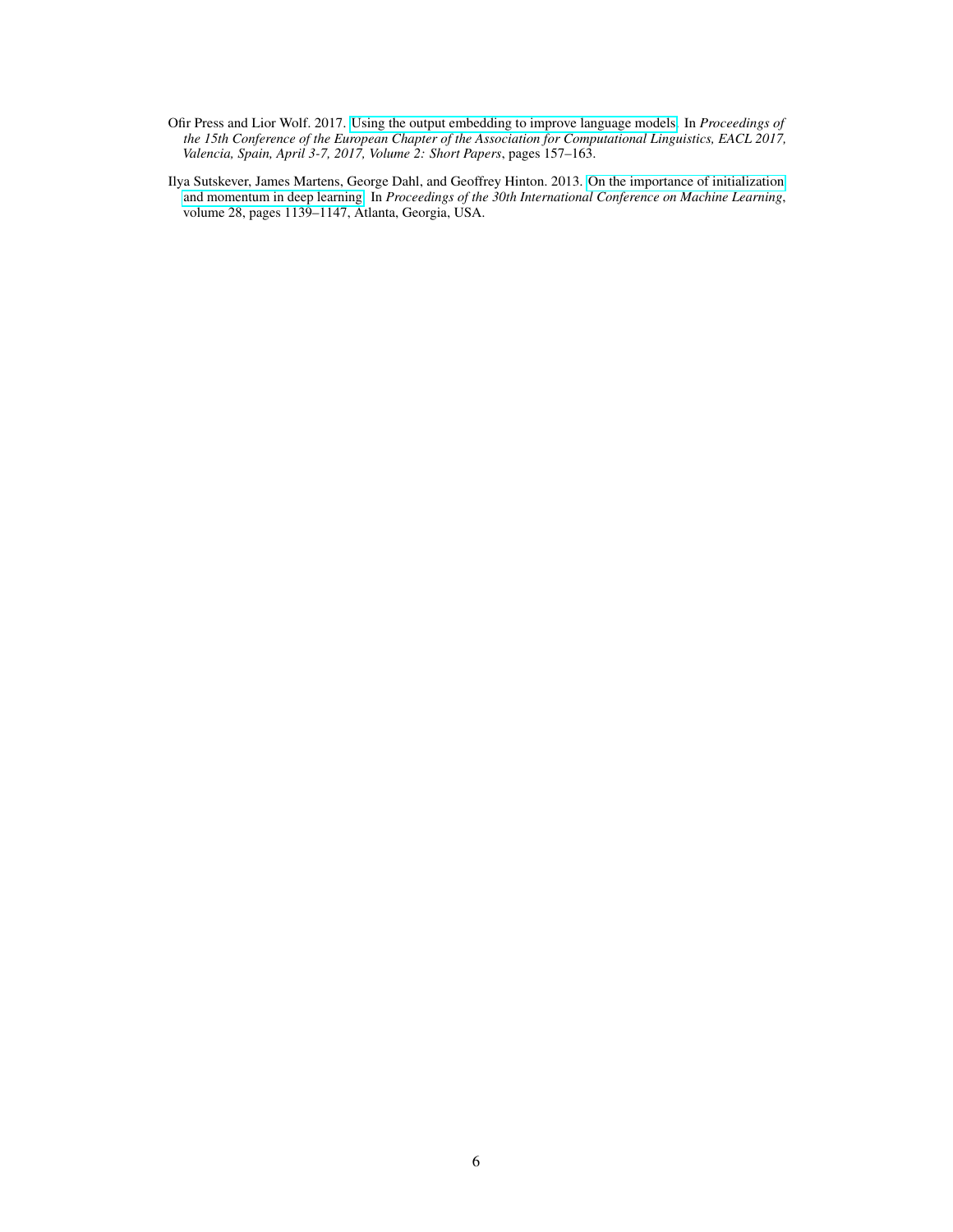Ofir Press and Lior Wolf. 2017. Using the output embedding to improve language models. In *Proceedings of the 15th Conference of the European Chapter of the Association for Computational Linguistics, EACL 2017, Valencia, Spain, April 3-7, 2017, Volume 2: Short Papers*, pages 157–163.

Ilya Sutskever, James Martens, George Dahl, and Geoffrey Hinton. 2013. On the importance of initialization and momentum in deep learning. In *Proceedings of the 30th International Conference on Machine Learning*, volume 28, pages 1139–1147, Atlanta, Georgia, USA.